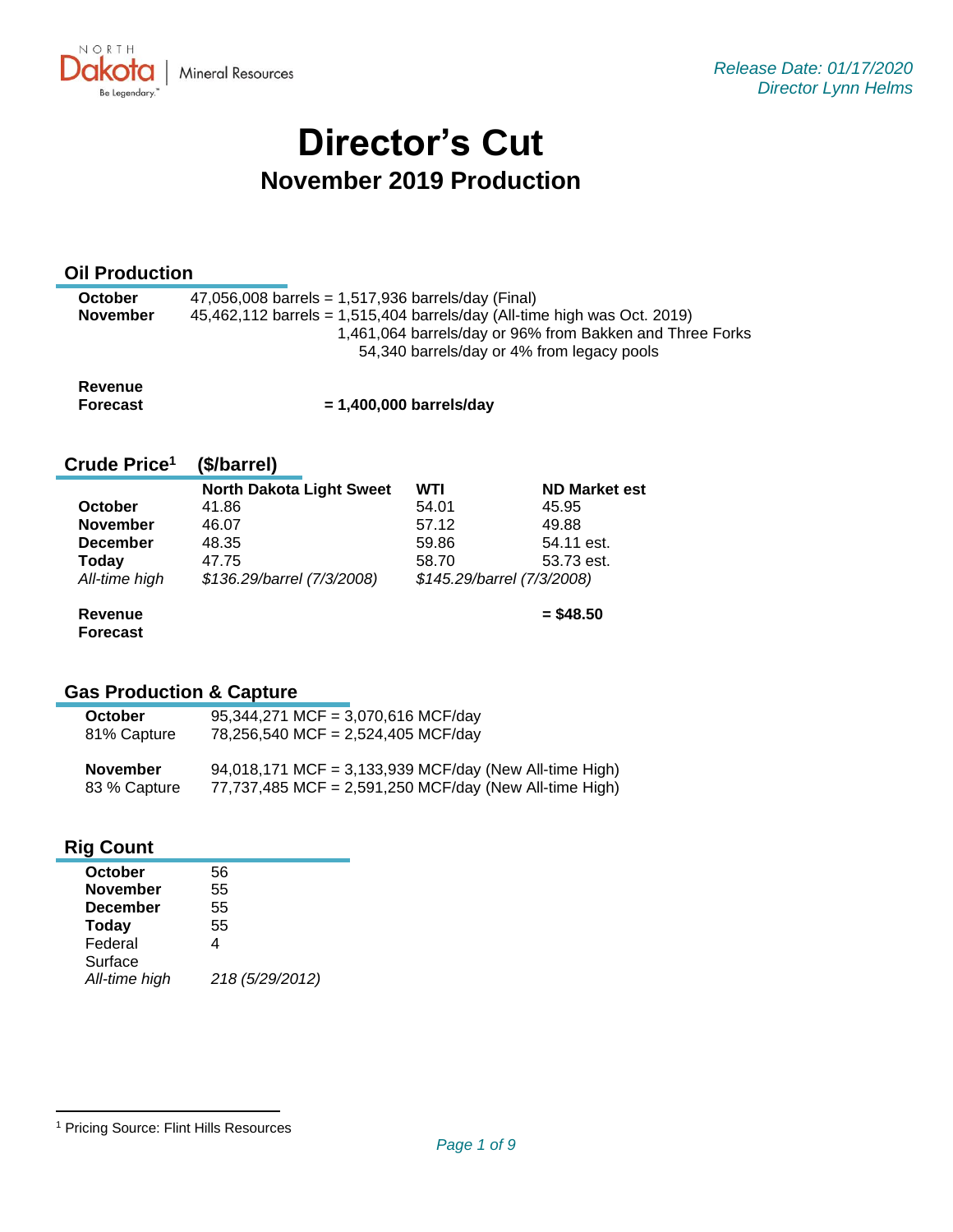Release Date: 01/17/2020
Director Lynn Helms

# Director's Cut

## November 2019 Production

### Oil Production

| | |
|---|---|
| **October** | 47,056,008 barrels = 1,517,936 barrels/day (Final) |
| **November** | 45,462,112 barrels = 1,515,404 barrels/day (All-time high was Oct. 2019) |
| | 1,461,064 barrels/day or 96% from Bakken and Three Forks |
| | 54,340 barrels/day or 4% from legacy pools |

**Revenue Forecast** **= 1,400,000 barrels/day**

### Crude Price[1] ($/barrel)

| | North Dakota Light Sweet | WTI | ND Market est |
|---|---|---|---|
| **October** | 41.86 | 54.01 | 45.95 |
| **November** | 46.07 | 57.12 | 49.88 |
| **December** | 48.35 | 59.86 | 54.11 est. |
| **Today** | 47.75 | 58.70 | 53.73 est. |
| *All-time high* | *$136.29/barrel (7/3/2008)* | *$145.29/barrel (7/3/2008)* | |

**Revenue Forecast** **= $48.50**

### Gas Production & Capture

| | |
|---|---|
| **October** | 95,344,271 MCF = 3,070,616 MCF/day |
| 81% Capture | 78,256,540 MCF = 2,524,405 MCF/day |
| **November** | 94,018,171 MCF = 3,133,939 MCF/day (New All-time High) |
| 83 % Capture | 77,737,485 MCF = 2,591,250 MCF/day (New All-time High) |

### Rig Count

| | |
|---|---|
| **October** | 56 |
| **November** | 55 |
| **December** | 55 |
| **Today** | 55 |
| Federal Surface | 4 |
| *All-time high* | *218 (5/29/2012)* |

[1] Pricing Source: Flint Hills Resources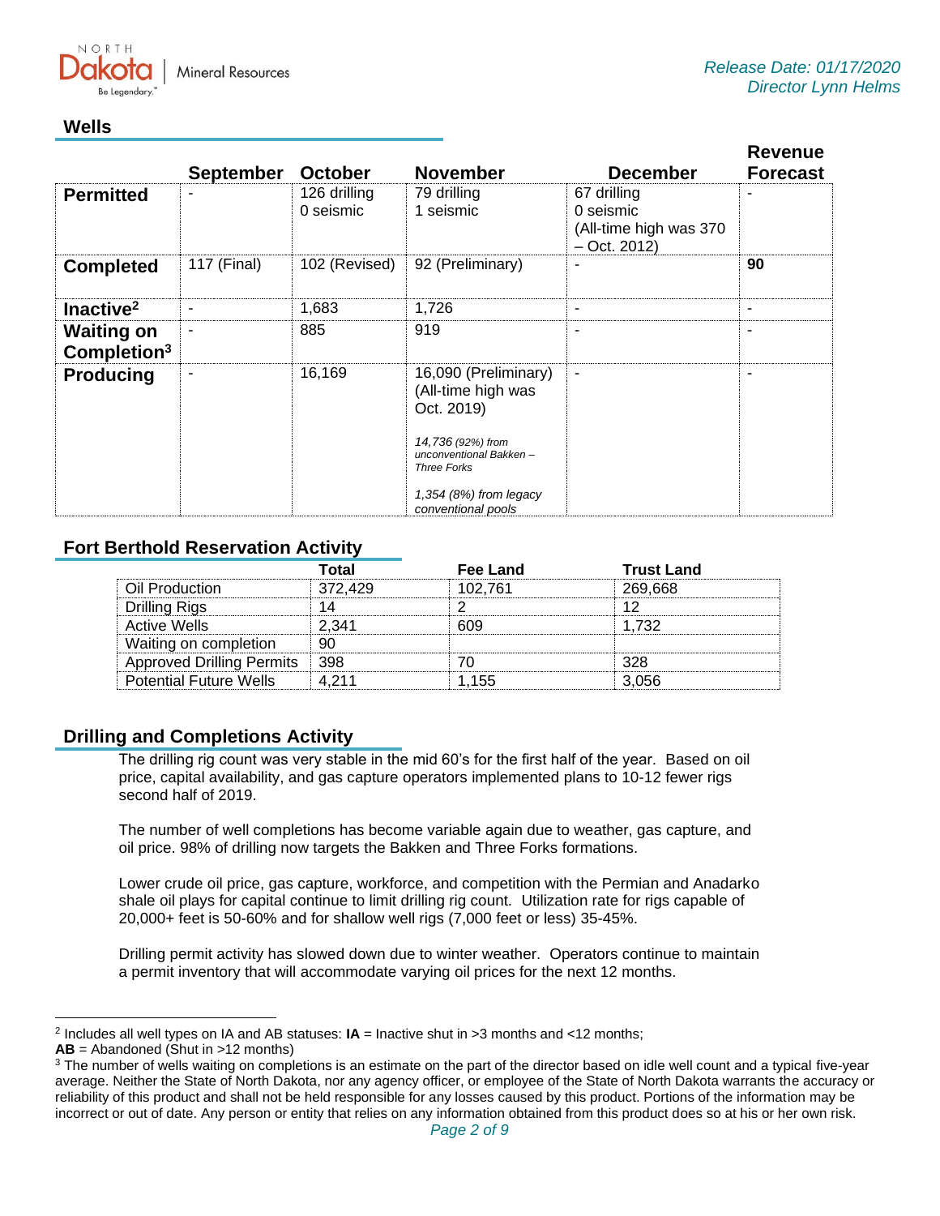Release Date: 01/17/2020
Director Lynn Helms

## Wells

| | September | October | November | December | Revenue Forecast |
|---|---|---|---|---|---|
| **Permitted** | - | 126 drilling<br>0 seismic | 79 drilling<br>1 seismic | 67 drilling<br>0 seismic<br>(All-time high was 370 – Oct. 2012) | - |
| **Completed** | 117 (Final) | 102 (Revised) | 92 (Preliminary) | - | **90** |
| **Inactive**[2] | - | 1,683 | 1,726 | - | - |
| **Waiting on Completion**[3] | - | 885 | 919 | - | - |
| **Producing** | - | 16,169 | 16,090 (Preliminary)<br>(All-time high was Oct. 2019)<br><br>*14,736 (92%) from unconventional Bakken – Three Forks*<br><br>*1,354 (8%) from legacy conventional pools* | - | - |

## Fort Berthold Reservation Activity

| | Total | Fee Land | Trust Land |
|---|---|---|---|
| Oil Production | 372,429 | 102,761 | 269,668 |
| Drilling Rigs | 14 | 2 | 12 |
| Active Wells | 2,341 | 609 | 1,732 |
| Waiting on completion | 90 | | |
| Approved Drilling Permits | 398 | 70 | 328 |
| Potential Future Wells | 4,211 | 1,155 | 3,056 |

## Drilling and Completions Activity

The drilling rig count was very stable in the mid 60's for the first half of the year. Based on oil price, capital availability, and gas capture operators implemented plans to 10-12 fewer rigs second half of 2019.

The number of well completions has become variable again due to weather, gas capture, and oil price. 98% of drilling now targets the Bakken and Three Forks formations.

Lower crude oil price, gas capture, workforce, and competition with the Permian and Anadarko shale oil plays for capital continue to limit drilling rig count. Utilization rate for rigs capable of 20,000+ feet is 50-60% and for shallow well rigs (7,000 feet or less) 35-45%.

Drilling permit activity has slowed down due to winter weather. Operators continue to maintain a permit inventory that will accommodate varying oil prices for the next 12 months.

---

[2] Includes all well types on IA and AB statuses: **IA** = Inactive shut in >3 months and <12 months; **AB** = Abandoned (Shut in >12 months)

[3] The number of wells waiting on completions is an estimate on the part of the director based on idle well count and a typical five-year average. Neither the State of North Dakota, nor any agency officer, or employee of the State of North Dakota warrants the accuracy or reliability of this product and shall not be held responsible for any losses caused by this product. Portions of the information may be incorrect or out of date. Any person or entity that relies on any information obtained from this product does so at his or her own risk.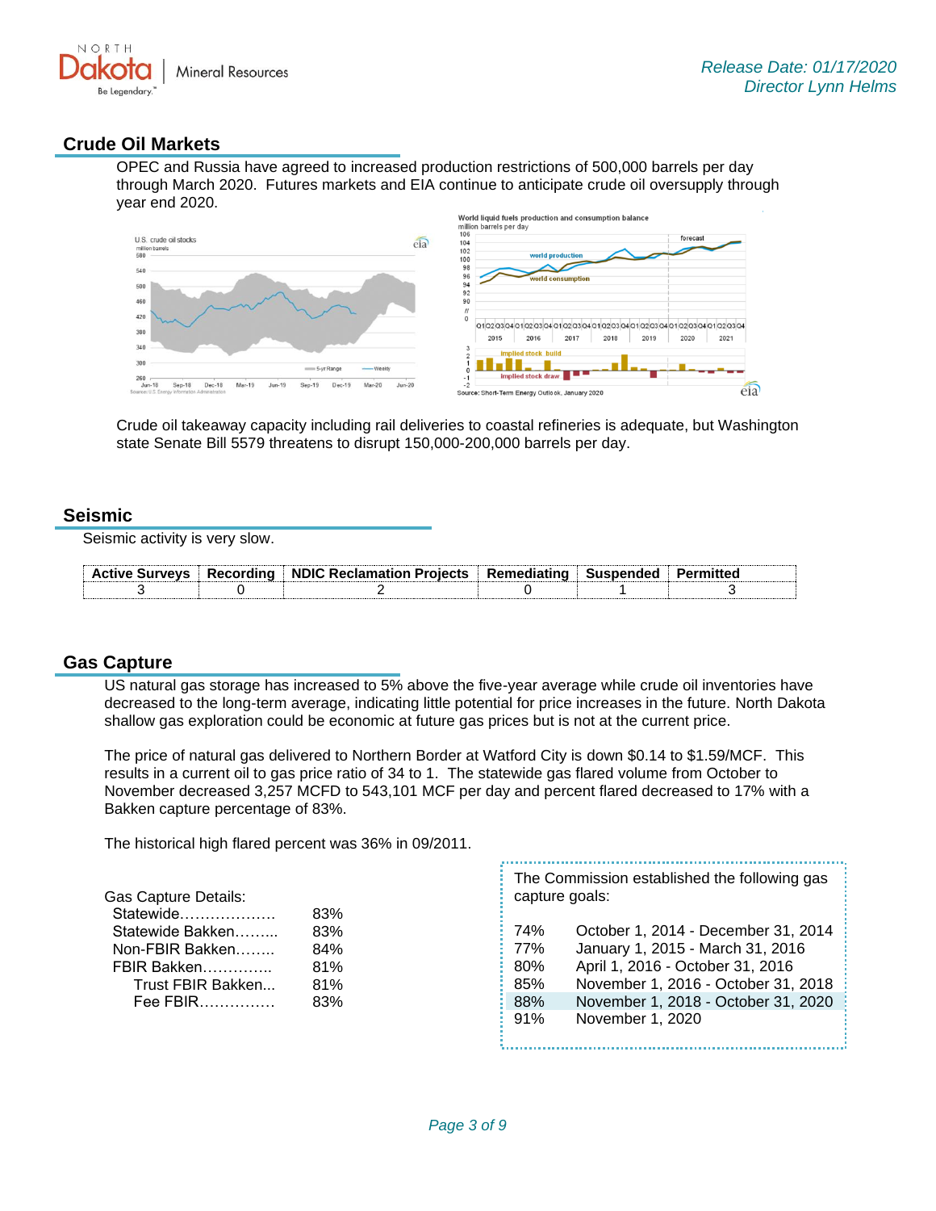Release Date: 01/17/2020
Director Lynn Helms

## Crude Oil Markets

OPEC and Russia have agreed to increased production restrictions of 500,000 barrels per day through March 2020. Futures markets and EIA continue to anticipate crude oil oversupply through year end 2020.

Crude oil takeaway capacity including rail deliveries to coastal refineries is adequate, but Washington state Senate Bill 5579 threatens to disrupt 150,000-200,000 barrels per day.

## Seismic

Seismic activity is very slow.

| Active Surveys | Recording | NDIC Reclamation Projects | Remediating | Suspended | Permitted |
|---|---|---|---|---|---|
| 3 | 0 | 2 | 0 | 1 | 3 |

## Gas Capture

US natural gas storage has increased to 5% above the five-year average while crude oil inventories have decreased to the long-term average, indicating little potential for price increases in the future. North Dakota shallow gas exploration could be economic at future gas prices but is not at the current price.

The price of natural gas delivered to Northern Border at Watford City is down $0.14 to $1.59/MCF. This results in a current oil to gas price ratio of 34 to 1. The statewide gas flared volume from October to November decreased 3,257 MCFD to 543,101 MCF per day and percent flared decreased to 17% with a Bakken capture percentage of 83%.

The historical high flared percent was 36% in 09/2011.

Gas Capture Details:

| | |
|---|---|
| Statewide | 83% |
| Statewide Bakken | 83% |
| Non-FBIR Bakken | 84% |
| FBIR Bakken | 81% |
| Trust FBIR Bakken | 81% |
| Fee FBIR | 83% |

The Commission established the following gas capture goals:

| | |
|---|---|
| 74% | October 1, 2014 - December 31, 2014 |
| 77% | January 1, 2015 - March 31, 2016 |
| 80% | April 1, 2016 - October 31, 2016 |
| 85% | November 1, 2016 - October 31, 2018 |
| 88% | November 1, 2018 - October 31, 2020 |
| 91% | November 1, 2020 |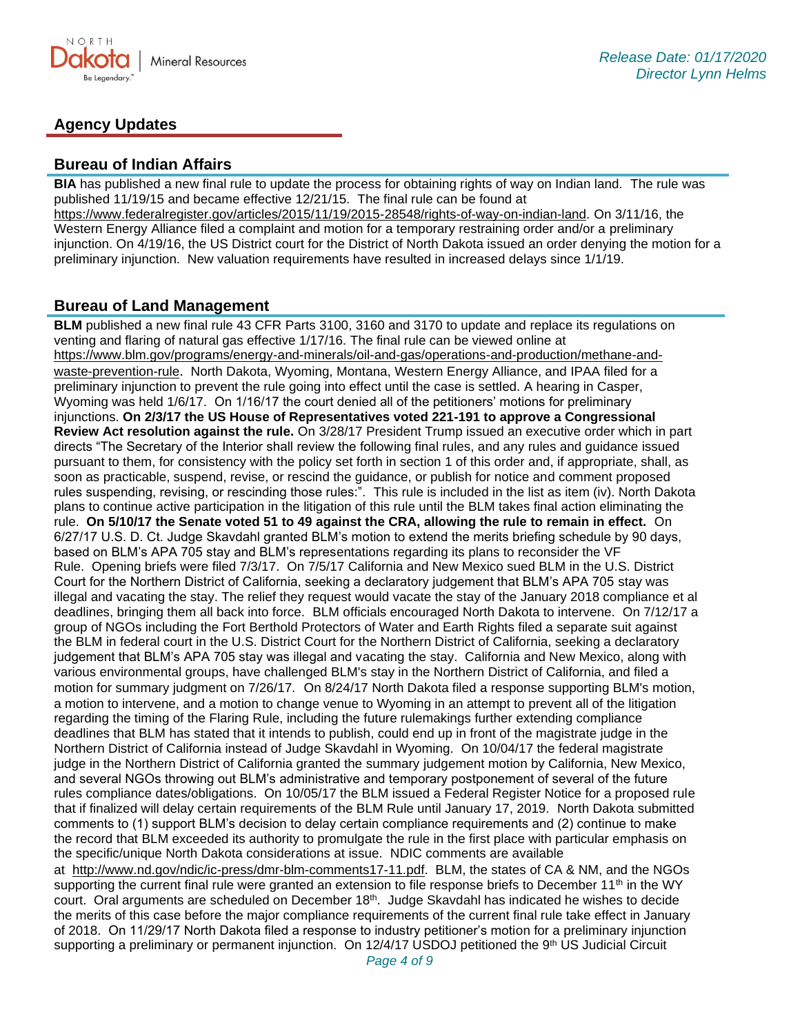## Agency Updates

### Bureau of Indian Affairs

**BIA** has published a new final rule to update the process for obtaining rights of way on Indian land. The rule was published 11/19/15 and became effective 12/21/15. The final rule can be found at https://www.federalregister.gov/articles/2015/11/19/2015-28548/rights-of-way-on-indian-land. On 3/11/16, the Western Energy Alliance filed a complaint and motion for a temporary restraining order and/or a preliminary injunction. On 4/19/16, the US District court for the District of North Dakota issued an order denying the motion for a preliminary injunction. New valuation requirements have resulted in increased delays since 1/1/19.

### Bureau of Land Management

**BLM** published a new final rule 43 CFR Parts 3100, 3160 and 3170 to update and replace its regulations on venting and flaring of natural gas effective 1/17/16. The final rule can be viewed online at https://www.blm.gov/programs/energy-and-minerals/oil-and-gas/operations-and-production/methane-and-waste-prevention-rule. North Dakota, Wyoming, Montana, Western Energy Alliance, and IPAA filed for a preliminary injunction to prevent the rule going into effect until the case is settled. A hearing in Casper, Wyoming was held 1/6/17. On 1/16/17 the court denied all of the petitioners' motions for preliminary injunctions. **On 2/3/17 the US House of Representatives voted 221-191 to approve a Congressional Review Act resolution against the rule.** On 3/28/17 President Trump issued an executive order which in part directs "The Secretary of the Interior shall review the following final rules, and any rules and guidance issued pursuant to them, for consistency with the policy set forth in section 1 of this order and, if appropriate, shall, as soon as practicable, suspend, revise, or rescind the guidance, or publish for notice and comment proposed rules suspending, revising, or rescinding those rules:". This rule is included in the list as item (iv). North Dakota plans to continue active participation in the litigation of this rule until the BLM takes final action eliminating the rule. **On 5/10/17 the Senate voted 51 to 49 against the CRA, allowing the rule to remain in effect.** On 6/27/17 U.S. D. Ct. Judge Skavdahl granted BLM's motion to extend the merits briefing schedule by 90 days, based on BLM's APA 705 stay and BLM's representations regarding its plans to reconsider the VF Rule. Opening briefs were filed 7/3/17. On 7/5/17 California and New Mexico sued BLM in the U.S. District Court for the Northern District of California, seeking a declaratory judgement that BLM's APA 705 stay was illegal and vacating the stay. The relief they request would vacate the stay of the January 2018 compliance et al deadlines, bringing them all back into force. BLM officials encouraged North Dakota to intervene. On 7/12/17 a group of NGOs including the Fort Berthold Protectors of Water and Earth Rights filed a separate suit against the BLM in federal court in the U.S. District Court for the Northern District of California, seeking a declaratory judgement that BLM's APA 705 stay was illegal and vacating the stay. California and New Mexico, along with various environmental groups, have challenged BLM's stay in the Northern District of California, and filed a motion for summary judgment on 7/26/17. On 8/24/17 North Dakota filed a response supporting BLM's motion, a motion to intervene, and a motion to change venue to Wyoming in an attempt to prevent all of the litigation regarding the timing of the Flaring Rule, including the future rulemakings further extending compliance deadlines that BLM has stated that it intends to publish, could end up in front of the magistrate judge in the Northern District of California instead of Judge Skavdahl in Wyoming. On 10/04/17 the federal magistrate judge in the Northern District of California granted the summary judgement motion by California, New Mexico, and several NGOs throwing out BLM's administrative and temporary postponement of several of the future rules compliance dates/obligations. On 10/05/17 the BLM issued a Federal Register Notice for a proposed rule that if finalized will delay certain requirements of the BLM Rule until January 17, 2019. North Dakota submitted comments to (1) support BLM's decision to delay certain compliance requirements and (2) continue to make the record that BLM exceeded its authority to promulgate the rule in the first place with particular emphasis on the specific/unique North Dakota considerations at issue. NDIC comments are available at http://www.nd.gov/ndic/ic-press/dmr-blm-comments17-11.pdf. BLM, the states of CA & NM, and the NGOs supporting the current final rule were granted an extension to file response briefs to December 11th in the WY court. Oral arguments are scheduled on December 18th. Judge Skavdahl has indicated he wishes to decide the merits of this case before the major compliance requirements of the current final rule take effect in January of 2018. On 11/29/17 North Dakota filed a response to industry petitioner's motion for a preliminary injunction supporting a preliminary or permanent injunction. On 12/4/17 USDOJ petitioned the 9th US Judicial Circuit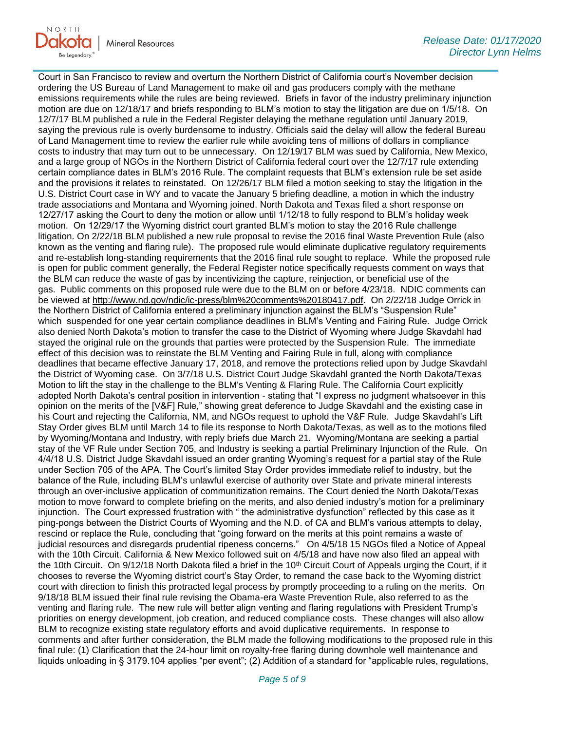Court in San Francisco to review and overturn the Northern District of California court's November decision ordering the US Bureau of Land Management to make oil and gas producers comply with the methane emissions requirements while the rules are being reviewed. Briefs in favor of the industry preliminary injunction motion are due on 12/18/17 and briefs responding to BLM's motion to stay the litigation are due on 1/5/18. On 12/7/17 BLM published a rule in the Federal Register delaying the methane regulation until January 2019, saying the previous rule is overly burdensome to industry. Officials said the delay will allow the federal Bureau of Land Management time to review the earlier rule while avoiding tens of millions of dollars in compliance costs to industry that may turn out to be unnecessary. On 12/19/17 BLM was sued by California, New Mexico, and a large group of NGOs in the Northern District of California federal court over the 12/7/17 rule extending certain compliance dates in BLM's 2016 Rule. The complaint requests that BLM's extension rule be set aside and the provisions it relates to reinstated. On 12/26/17 BLM filed a motion seeking to stay the litigation in the U.S. District Court case in WY and to vacate the January 5 briefing deadline, a motion in which the industry trade associations and Montana and Wyoming joined. North Dakota and Texas filed a short response on 12/27/17 asking the Court to deny the motion or allow until 1/12/18 to fully respond to BLM's holiday week motion. On 12/29/17 the Wyoming district court granted BLM's motion to stay the 2016 Rule challenge litigation. On 2/22/18 BLM published a new rule proposal to revise the 2016 final Waste Prevention Rule (also known as the venting and flaring rule). The proposed rule would eliminate duplicative regulatory requirements and re-establish long-standing requirements that the 2016 final rule sought to replace. While the proposed rule is open for public comment generally, the Federal Register notice specifically requests comment on ways that the BLM can reduce the waste of gas by incentivizing the capture, reinjection, or beneficial use of the gas. Public comments on this proposed rule were due to the BLM on or before 4/23/18. NDIC comments can be viewed at http://www.nd.gov/ndic/ic-press/blm%20comments%20180417.pdf. On 2/22/18 Judge Orrick in the Northern District of California entered a preliminary injunction against the BLM's "Suspension Rule" which suspended for one year certain compliance deadlines in BLM's Venting and Fairing Rule. Judge Orrick also denied North Dakota's motion to transfer the case to the District of Wyoming where Judge Skavdahl had stayed the original rule on the grounds that parties were protected by the Suspension Rule. The immediate effect of this decision was to reinstate the BLM Venting and Fairing Rule in full, along with compliance deadlines that became effective January 17, 2018, and remove the protections relied upon by Judge Skavdahl the District of Wyoming case. On 3/7/18 U.S. District Court Judge Skavdahl granted the North Dakota/Texas Motion to lift the stay in the challenge to the BLM's Venting & Flaring Rule. The California Court explicitly adopted North Dakota's central position in intervention - stating that "I express no judgment whatsoever in this opinion on the merits of the [V&F] Rule," showing great deference to Judge Skavdahl and the existing case in his Court and rejecting the California, NM, and NGOs request to uphold the V&F Rule. Judge Skavdahl's Lift Stay Order gives BLM until March 14 to file its response to North Dakota/Texas, as well as to the motions filed by Wyoming/Montana and Industry, with reply briefs due March 21. Wyoming/Montana are seeking a partial stay of the VF Rule under Section 705, and Industry is seeking a partial Preliminary Injunction of the Rule. On 4/4/18 U.S. District Judge Skavdahl issued an order granting Wyoming's request for a partial stay of the Rule under Section 705 of the APA. The Court's limited Stay Order provides immediate relief to industry, but the balance of the Rule, including BLM's unlawful exercise of authority over State and private mineral interests through an over-inclusive application of communitization remains. The Court denied the North Dakota/Texas motion to move forward to complete briefing on the merits, and also denied industry's motion for a preliminary injunction. The Court expressed frustration with " the administrative dysfunction" reflected by this case as it ping-pongs between the District Courts of Wyoming and the N.D. of CA and BLM's various attempts to delay, rescind or replace the Rule, concluding that "going forward on the merits at this point remains a waste of judicial resources and disregards prudential ripeness concerns." On 4/5/18 15 NGOs filed a Notice of Appeal with the 10th Circuit. California & New Mexico followed suit on 4/5/18 and have now also filed an appeal with the 10th Circuit. On 9/12/18 North Dakota filed a brief in the 10th Circuit Court of Appeals urging the Court, if it chooses to reverse the Wyoming district court's Stay Order, to remand the case back to the Wyoming district court with direction to finish this protracted legal process by promptly proceeding to a ruling on the merits. On 9/18/18 BLM issued their final rule revising the Obama-era Waste Prevention Rule, also referred to as the venting and flaring rule. The new rule will better align venting and flaring regulations with President Trump's priorities on energy development, job creation, and reduced compliance costs. These changes will also allow BLM to recognize existing state regulatory efforts and avoid duplicative requirements. In response to comments and after further consideration, the BLM made the following modifications to the proposed rule in this final rule: (1) Clarification that the 24-hour limit on royalty-free flaring during downhole well maintenance and liquids unloading in § 3179.104 applies "per event"; (2) Addition of a standard for "applicable rules, regulations,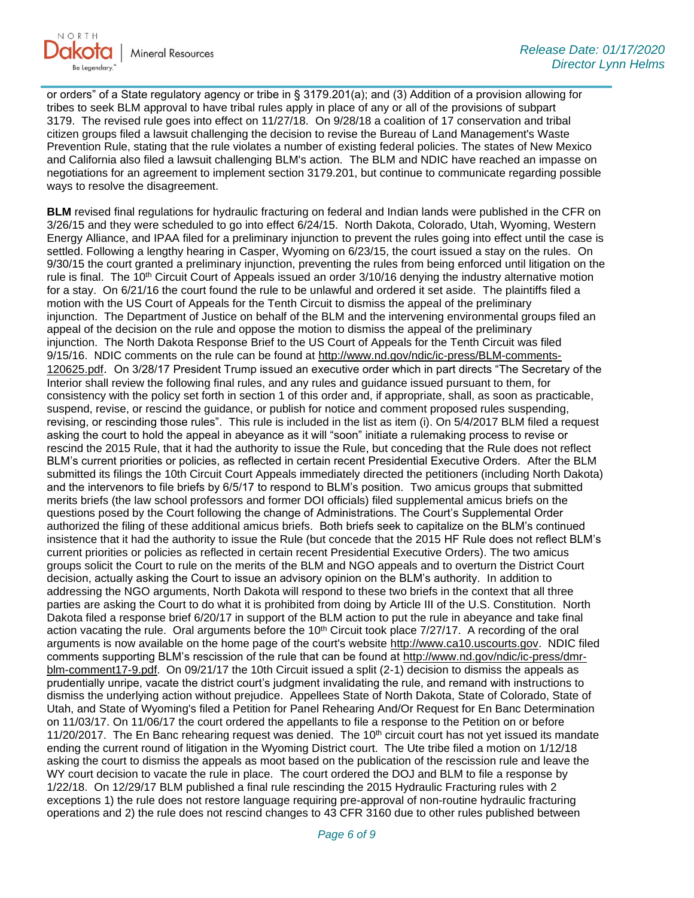or orders" of a State regulatory agency or tribe in § 3179.201(a); and (3) Addition of a provision allowing for tribes to seek BLM approval to have tribal rules apply in place of any or all of the provisions of subpart 3179. The revised rule goes into effect on 11/27/18. On 9/28/18 a coalition of 17 conservation and tribal citizen groups filed a lawsuit challenging the decision to revise the Bureau of Land Management's Waste Prevention Rule, stating that the rule violates a number of existing federal policies. The states of New Mexico and California also filed a lawsuit challenging BLM's action. The BLM and NDIC have reached an impasse on negotiations for an agreement to implement section 3179.201, but continue to communicate regarding possible ways to resolve the disagreement.

**BLM** revised final regulations for hydraulic fracturing on federal and Indian lands were published in the CFR on 3/26/15 and they were scheduled to go into effect 6/24/15. North Dakota, Colorado, Utah, Wyoming, Western Energy Alliance, and IPAA filed for a preliminary injunction to prevent the rules going into effect until the case is settled. Following a lengthy hearing in Casper, Wyoming on 6/23/15, the court issued a stay on the rules. On 9/30/15 the court granted a preliminary injunction, preventing the rules from being enforced until litigation on the rule is final. The 10th Circuit Court of Appeals issued an order 3/10/16 denying the industry alternative motion for a stay. On 6/21/16 the court found the rule to be unlawful and ordered it set aside. The plaintiffs filed a motion with the US Court of Appeals for the Tenth Circuit to dismiss the appeal of the preliminary injunction. The Department of Justice on behalf of the BLM and the intervening environmental groups filed an appeal of the decision on the rule and oppose the motion to dismiss the appeal of the preliminary injunction. The North Dakota Response Brief to the US Court of Appeals for the Tenth Circuit was filed 9/15/16. NDIC comments on the rule can be found at http://www.nd.gov/ndic/ic-press/BLM-comments-120625.pdf. On 3/28/17 President Trump issued an executive order which in part directs "The Secretary of the Interior shall review the following final rules, and any rules and guidance issued pursuant to them, for consistency with the policy set forth in section 1 of this order and, if appropriate, shall, as soon as practicable, suspend, revise, or rescind the guidance, or publish for notice and comment proposed rules suspending, revising, or rescinding those rules". This rule is included in the list as item (i). On 5/4/2017 BLM filed a request asking the court to hold the appeal in abeyance as it will "soon" initiate a rulemaking process to revise or rescind the 2015 Rule, that it had the authority to issue the Rule, but conceding that the Rule does not reflect BLM's current priorities or policies, as reflected in certain recent Presidential Executive Orders. After the BLM submitted its filings the 10th Circuit Court Appeals immediately directed the petitioners (including North Dakota) and the intervenors to file briefs by 6/5/17 to respond to BLM's position. Two amicus groups that submitted merits briefs (the law school professors and former DOI officials) filed supplemental amicus briefs on the questions posed by the Court following the change of Administrations. The Court's Supplemental Order authorized the filing of these additional amicus briefs. Both briefs seek to capitalize on the BLM's continued insistence that it had the authority to issue the Rule (but concede that the 2015 HF Rule does not reflect BLM's current priorities or policies as reflected in certain recent Presidential Executive Orders). The two amicus groups solicit the Court to rule on the merits of the BLM and NGO appeals and to overturn the District Court decision, actually asking the Court to issue an advisory opinion on the BLM's authority. In addition to addressing the NGO arguments, North Dakota will respond to these two briefs in the context that all three parties are asking the Court to do what it is prohibited from doing by Article III of the U.S. Constitution. North Dakota filed a response brief 6/20/17 in support of the BLM action to put the rule in abeyance and take final action vacating the rule. Oral arguments before the 10th Circuit took place 7/27/17. A recording of the oral arguments is now available on the home page of the court's website http://www.ca10.uscourts.gov. NDIC filed comments supporting BLM's rescission of the rule that can be found at http://www.nd.gov/ndic/ic-press/dmr-blm-comment17-9.pdf. On 09/21/17 the 10th Circuit issued a split (2-1) decision to dismiss the appeals as prudentially unripe, vacate the district court's judgment invalidating the rule, and remand with instructions to dismiss the underlying action without prejudice. Appellees State of North Dakota, State of Colorado, State of Utah, and State of Wyoming's filed a Petition for Panel Rehearing And/Or Request for En Banc Determination on 11/03/17. On 11/06/17 the court ordered the appellants to file a response to the Petition on or before 11/20/2017. The En Banc rehearing request was denied. The 10th circuit court has not yet issued its mandate ending the current round of litigation in the Wyoming District court. The Ute tribe filed a motion on 1/12/18 asking the court to dismiss the appeals as moot based on the publication of the rescission rule and leave the WY court decision to vacate the rule in place. The court ordered the DOJ and BLM to file a response by 1/22/18. On 12/29/17 BLM published a final rule rescinding the 2015 Hydraulic Fracturing rules with 2 exceptions 1) the rule does not restore language requiring pre-approval of non-routine hydraulic fracturing operations and 2) the rule does not rescind changes to 43 CFR 3160 due to other rules published between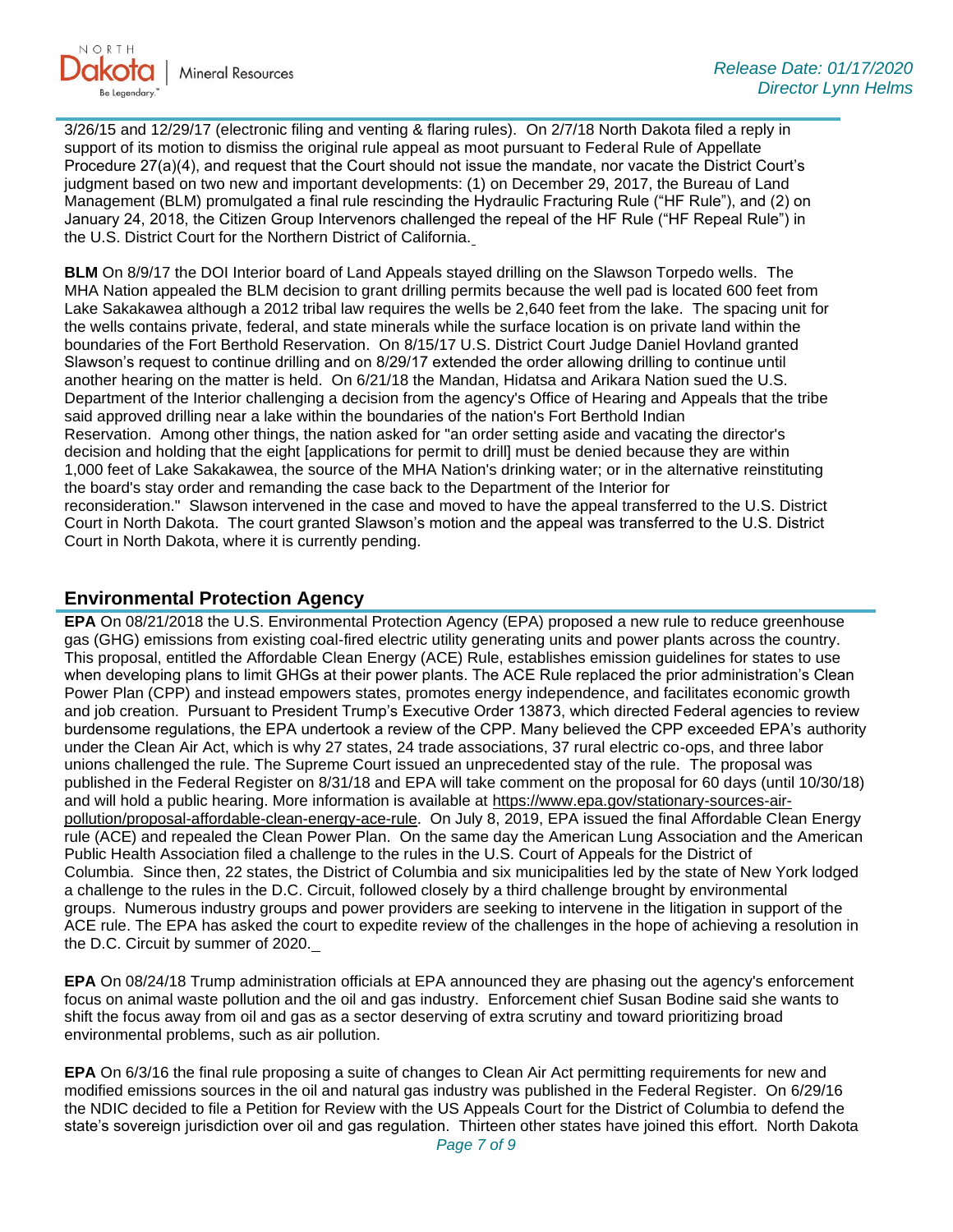3/26/15 and 12/29/17 (electronic filing and venting & flaring rules). On 2/7/18 North Dakota filed a reply in support of its motion to dismiss the original rule appeal as moot pursuant to Federal Rule of Appellate Procedure 27(a)(4), and request that the Court should not issue the mandate, nor vacate the District Court's judgment based on two new and important developments: (1) on December 29, 2017, the Bureau of Land Management (BLM) promulgated a final rule rescinding the Hydraulic Fracturing Rule ("HF Rule"), and (2) on January 24, 2018, the Citizen Group Intervenors challenged the repeal of the HF Rule ("HF Repeal Rule") in the U.S. District Court for the Northern District of California.

**BLM** On 8/9/17 the DOI Interior board of Land Appeals stayed drilling on the Slawson Torpedo wells. The MHA Nation appealed the BLM decision to grant drilling permits because the well pad is located 600 feet from Lake Sakakawea although a 2012 tribal law requires the wells be 2,640 feet from the lake. The spacing unit for the wells contains private, federal, and state minerals while the surface location is on private land within the boundaries of the Fort Berthold Reservation. On 8/15/17 U.S. District Court Judge Daniel Hovland granted Slawson's request to continue drilling and on 8/29/17 extended the order allowing drilling to continue until another hearing on the matter is held. On 6/21/18 the Mandan, Hidatsa and Arikara Nation sued the U.S. Department of the Interior challenging a decision from the agency's Office of Hearing and Appeals that the tribe said approved drilling near a lake within the boundaries of the nation's Fort Berthold Indian Reservation. Among other things, the nation asked for "an order setting aside and vacating the director's decision and holding that the eight [applications for permit to drill] must be denied because they are within 1,000 feet of Lake Sakakawea, the source of the MHA Nation's drinking water; or in the alternative reinstituting the board's stay order and remanding the case back to the Department of the Interior for reconsideration." Slawson intervened in the case and moved to have the appeal transferred to the U.S. District Court in North Dakota. The court granted Slawson's motion and the appeal was transferred to the U.S. District Court in North Dakota, where it is currently pending.

## Environmental Protection Agency

**EPA** On 08/21/2018 the U.S. Environmental Protection Agency (EPA) proposed a new rule to reduce greenhouse gas (GHG) emissions from existing coal-fired electric utility generating units and power plants across the country. This proposal, entitled the Affordable Clean Energy (ACE) Rule, establishes emission guidelines for states to use when developing plans to limit GHGs at their power plants. The ACE Rule replaced the prior administration's Clean Power Plan (CPP) and instead empowers states, promotes energy independence, and facilitates economic growth and job creation. Pursuant to President Trump's Executive Order 13873, which directed Federal agencies to review burdensome regulations, the EPA undertook a review of the CPP. Many believed the CPP exceeded EPA's authority under the Clean Air Act, which is why 27 states, 24 trade associations, 37 rural electric co-ops, and three labor unions challenged the rule. The Supreme Court issued an unprecedented stay of the rule. The proposal was published in the Federal Register on 8/31/18 and EPA will take comment on the proposal for 60 days (until 10/30/18) and will hold a public hearing. More information is available at https://www.epa.gov/stationary-sources-air-pollution/proposal-affordable-clean-energy-ace-rule. On July 8, 2019, EPA issued the final Affordable Clean Energy rule (ACE) and repealed the Clean Power Plan. On the same day the American Lung Association and the American Public Health Association filed a challenge to the rules in the U.S. Court of Appeals for the District of Columbia. Since then, 22 states, the District of Columbia and six municipalities led by the state of New York lodged a challenge to the rules in the D.C. Circuit, followed closely by a third challenge brought by environmental groups. Numerous industry groups and power providers are seeking to intervene in the litigation in support of the ACE rule. The EPA has asked the court to expedite review of the challenges in the hope of achieving a resolution in the D.C. Circuit by summer of 2020.

**EPA** On 08/24/18 Trump administration officials at EPA announced they are phasing out the agency's enforcement focus on animal waste pollution and the oil and gas industry. Enforcement chief Susan Bodine said she wants to shift the focus away from oil and gas as a sector deserving of extra scrutiny and toward prioritizing broad environmental problems, such as air pollution.

**EPA** On 6/3/16 the final rule proposing a suite of changes to Clean Air Act permitting requirements for new and modified emissions sources in the oil and natural gas industry was published in the Federal Register. On 6/29/16 the NDIC decided to file a Petition for Review with the US Appeals Court for the District of Columbia to defend the state's sovereign jurisdiction over oil and gas regulation. Thirteen other states have joined this effort. North Dakota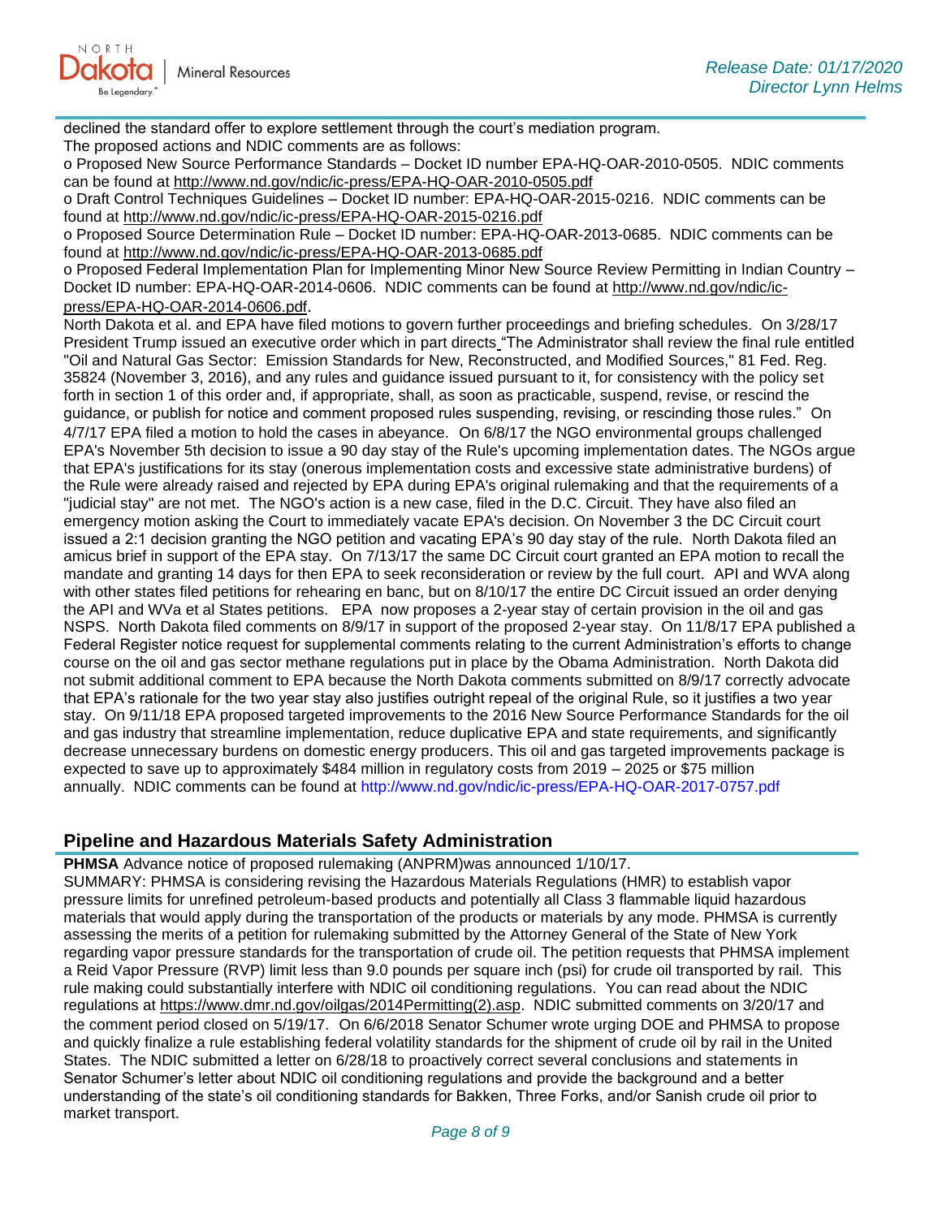declined the standard offer to explore settlement through the court's mediation program.

The proposed actions and NDIC comments are as follows:

o Proposed New Source Performance Standards – Docket ID number EPA-HQ-OAR-2010-0505. NDIC comments can be found at http://www.nd.gov/ndic/ic-press/EPA-HQ-OAR-2010-0505.pdf

o Draft Control Techniques Guidelines – Docket ID number: EPA-HQ-OAR-2015-0216. NDIC comments can be found at http://www.nd.gov/ndic/ic-press/EPA-HQ-OAR-2015-0216.pdf

o Proposed Source Determination Rule – Docket ID number: EPA-HQ-OAR-2013-0685. NDIC comments can be found at http://www.nd.gov/ndic/ic-press/EPA-HQ-OAR-2013-0685.pdf

o Proposed Federal Implementation Plan for Implementing Minor New Source Review Permitting in Indian Country – Docket ID number: EPA-HQ-OAR-2014-0606. NDIC comments can be found at http://www.nd.gov/ndic/ic-press/EPA-HQ-OAR-2014-0606.pdf.

North Dakota et al. and EPA have filed motions to govern further proceedings and briefing schedules. On 3/28/17 President Trump issued an executive order which in part directs "The Administrator shall review the final rule entitled "Oil and Natural Gas Sector: Emission Standards for New, Reconstructed, and Modified Sources," 81 Fed. Reg. 35824 (November 3, 2016), and any rules and guidance issued pursuant to it, for consistency with the policy set forth in section 1 of this order and, if appropriate, shall, as soon as practicable, suspend, revise, or rescind the guidance, or publish for notice and comment proposed rules suspending, revising, or rescinding those rules." On 4/7/17 EPA filed a motion to hold the cases in abeyance. On 6/8/17 the NGO environmental groups challenged EPA's November 5th decision to issue a 90 day stay of the Rule's upcoming implementation dates. The NGOs argue that EPA's justifications for its stay (onerous implementation costs and excessive state administrative burdens) of the Rule were already raised and rejected by EPA during EPA's original rulemaking and that the requirements of a "judicial stay" are not met. The NGO's action is a new case, filed in the D.C. Circuit. They have also filed an emergency motion asking the Court to immediately vacate EPA's decision. On November 3 the DC Circuit court issued a 2:1 decision granting the NGO petition and vacating EPA's 90 day stay of the rule. North Dakota filed an amicus brief in support of the EPA stay. On 7/13/17 the same DC Circuit court granted an EPA motion to recall the mandate and granting 14 days for then EPA to seek reconsideration or review by the full court. API and WVA along with other states filed petitions for rehearing en banc, but on 8/10/17 the entire DC Circuit issued an order denying the API and WVa et al States petitions. EPA now proposes a 2-year stay of certain provision in the oil and gas NSPS. North Dakota filed comments on 8/9/17 in support of the proposed 2-year stay. On 11/8/17 EPA published a Federal Register notice request for supplemental comments relating to the current Administration's efforts to change course on the oil and gas sector methane regulations put in place by the Obama Administration. North Dakota did not submit additional comment to EPA because the North Dakota comments submitted on 8/9/17 correctly advocate that EPA's rationale for the two year stay also justifies outright repeal of the original Rule, so it justifies a two year stay. On 9/11/18 EPA proposed targeted improvements to the 2016 New Source Performance Standards for the oil and gas industry that streamline implementation, reduce duplicative EPA and state requirements, and significantly decrease unnecessary burdens on domestic energy producers. This oil and gas targeted improvements package is expected to save up to approximately $484 million in regulatory costs from 2019 – 2025 or $75 million annually. NDIC comments can be found at http://www.nd.gov/ndic/ic-press/EPA-HQ-OAR-2017-0757.pdf

## Pipeline and Hazardous Materials Safety Administration

**PHMSA** Advance notice of proposed rulemaking (ANPRM)was announced 1/10/17.

SUMMARY: PHMSA is considering revising the Hazardous Materials Regulations (HMR) to establish vapor pressure limits for unrefined petroleum-based products and potentially all Class 3 flammable liquid hazardous materials that would apply during the transportation of the products or materials by any mode. PHMSA is currently assessing the merits of a petition for rulemaking submitted by the Attorney General of the State of New York regarding vapor pressure standards for the transportation of crude oil. The petition requests that PHMSA implement a Reid Vapor Pressure (RVP) limit less than 9.0 pounds per square inch (psi) for crude oil transported by rail. This rule making could substantially interfere with NDIC oil conditioning regulations. You can read about the NDIC regulations at https://www.dmr.nd.gov/oilgas/2014Permitting(2).asp. NDIC submitted comments on 3/20/17 and the comment period closed on 5/19/17. On 6/6/2018 Senator Schumer wrote urging DOE and PHMSA to propose and quickly finalize a rule establishing federal volatility standards for the shipment of crude oil by rail in the United States. The NDIC submitted a letter on 6/28/18 to proactively correct several conclusions and statements in Senator Schumer's letter about NDIC oil conditioning regulations and provide the background and a better understanding of the state's oil conditioning standards for Bakken, Three Forks, and/or Sanish crude oil prior to market transport.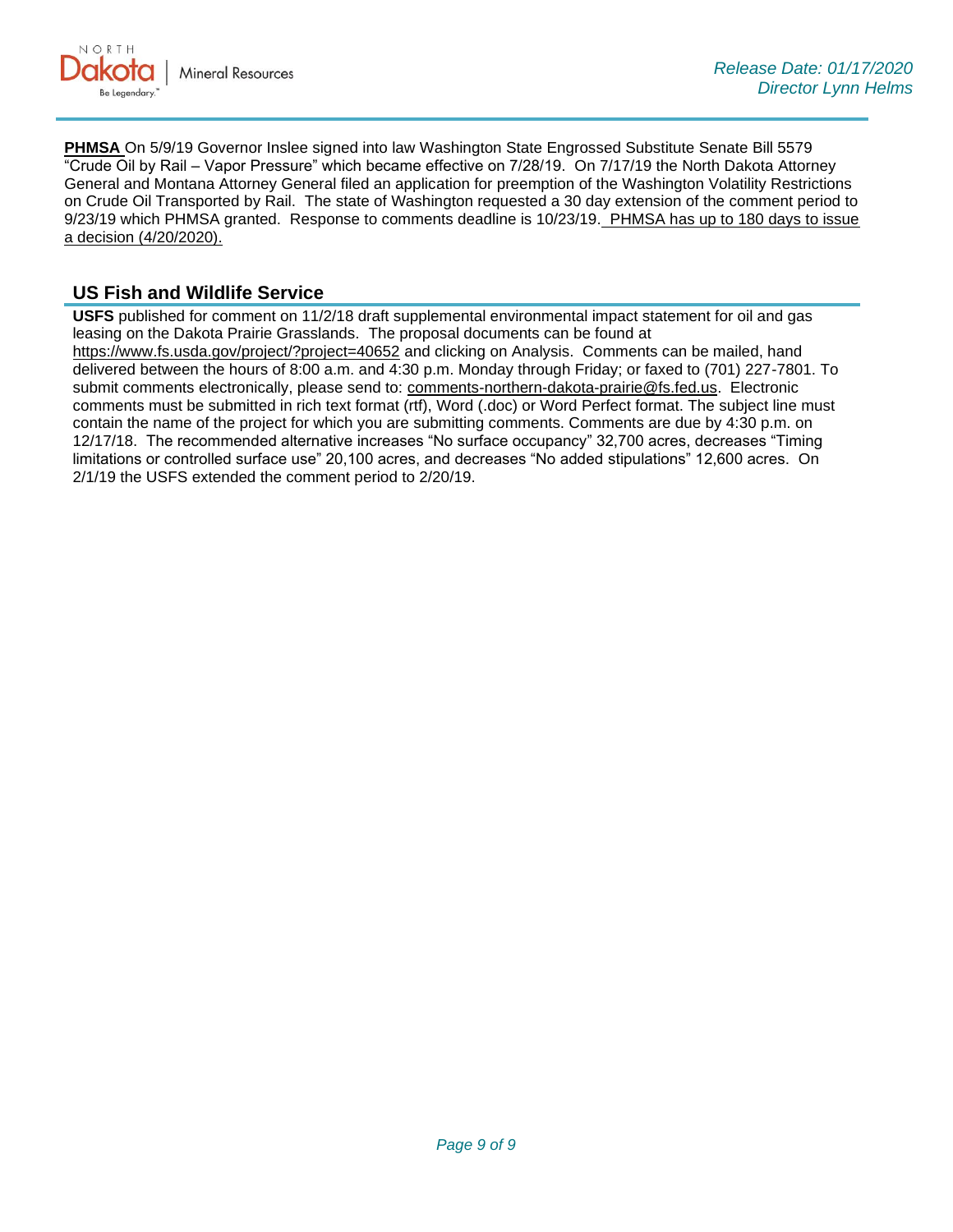**PHMSA** On 5/9/19 Governor Inslee signed into law Washington State Engrossed Substitute Senate Bill 5579 "Crude Oil by Rail – Vapor Pressure" which became effective on 7/28/19. On 7/17/19 the North Dakota Attorney General and Montana Attorney General filed an application for preemption of the Washington Volatility Restrictions on Crude Oil Transported by Rail. The state of Washington requested a 30 day extension of the comment period to 9/23/19 which PHMSA granted. Response to comments deadline is 10/23/19. PHMSA has up to 180 days to issue a decision (4/20/2020).

## US Fish and Wildlife Service

**USFS** published for comment on 11/2/18 draft supplemental environmental impact statement for oil and gas leasing on the Dakota Prairie Grasslands. The proposal documents can be found at https://www.fs.usda.gov/project/?project=40652 and clicking on Analysis. Comments can be mailed, hand delivered between the hours of 8:00 a.m. and 4:30 p.m. Monday through Friday; or faxed to (701) 227-7801. To submit comments electronically, please send to: comments-northern-dakota-prairie@fs.fed.us. Electronic comments must be submitted in rich text format (rtf), Word (.doc) or Word Perfect format. The subject line must contain the name of the project for which you are submitting comments. Comments are due by 4:30 p.m. on 12/17/18. The recommended alternative increases "No surface occupancy" 32,700 acres, decreases "Timing limitations or controlled surface use" 20,100 acres, and decreases "No added stipulations" 12,600 acres. On 2/1/19 the USFS extended the comment period to 2/20/19.